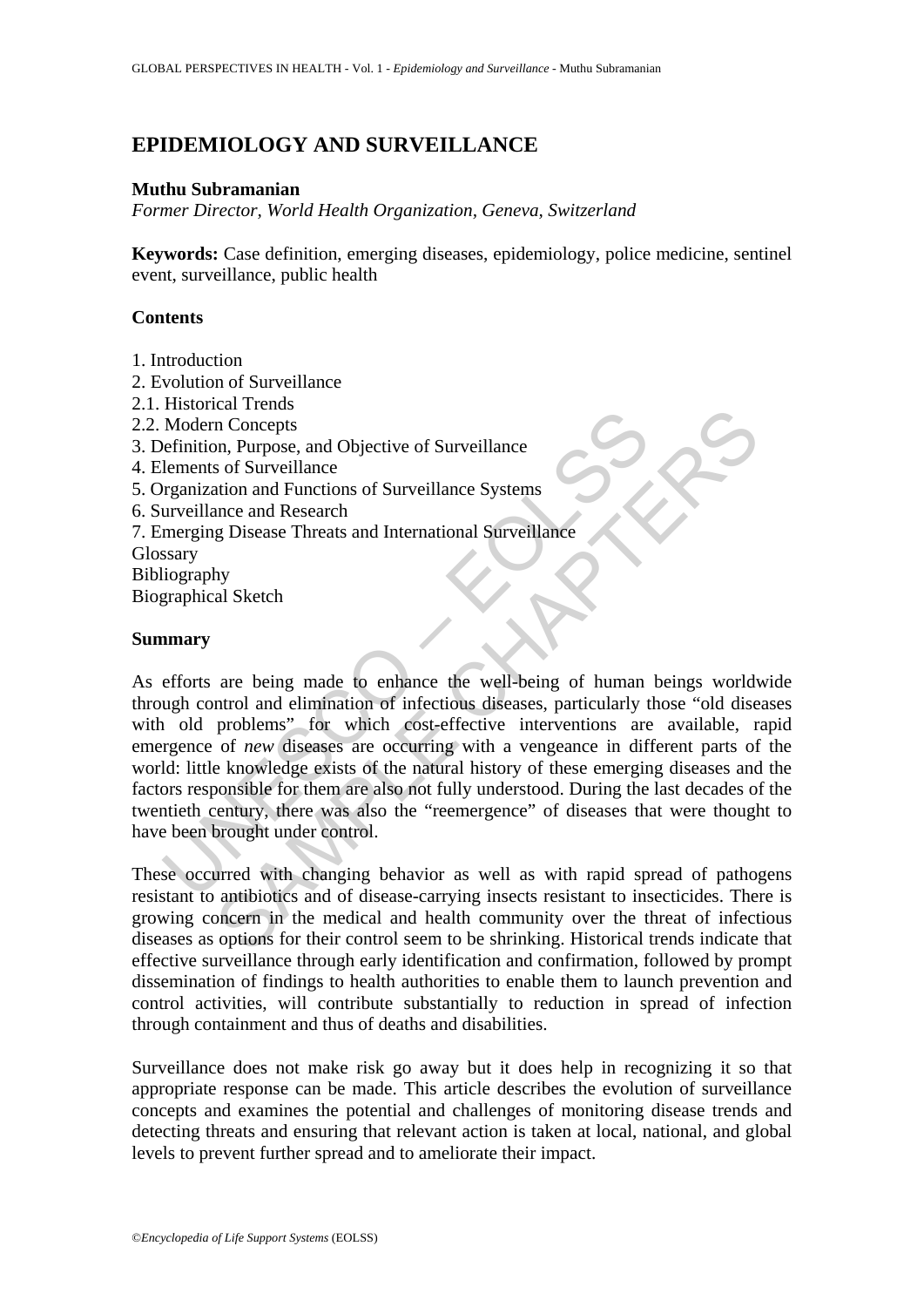# EPIDEMIOLOGY AND SURVEILLANCE

**Muthu Subramanian**

*Former Director, World Health Organization, Geneva, Switzerland*

**Keywords:** Case definition, emerging diseases, epidemiology, police medicine, sentinel event, surveillance, public health

## Contents

1. Introduction
2. Evolution of Surveillance
2.1. Historical Trends
2.2. Modern Concepts
3. Definition, Purpose, and Objective of Surveillance
4. Elements of Surveillance
5. Organization and Functions of Surveillance Systems
6. Surveillance and Research
7. Emerging Disease Threats and International Surveillance

Glossary
Bibliography
Biographical Sketch

## Summary

As efforts are being made to enhance the well-being of human beings worldwide through control and elimination of infectious diseases, particularly those "old diseases with old problems" for which cost-effective interventions are available, rapid emergence of *new* diseases are occurring with a vengeance in different parts of the world: little knowledge exists of the natural history of these emerging diseases and the factors responsible for them are also not fully understood. During the last decades of the twentieth century, there was also the "reemergence" of diseases that were thought to have been brought under control.

These occurred with changing behavior as well as with rapid spread of pathogens resistant to antibiotics and of disease-carrying insects resistant to insecticides. There is growing concern in the medical and health community over the threat of infectious diseases as options for their control seem to be shrinking. Historical trends indicate that effective surveillance through early identification and confirmation, followed by prompt dissemination of findings to health authorities to enable them to launch prevention and control activities, will contribute substantially to reduction in spread of infection through containment and thus of deaths and disabilities.

Surveillance does not make risk go away but it does help in recognizing it so that appropriate response can be made. This article describes the evolution of surveillance concepts and examines the potential and challenges of monitoring disease trends and detecting threats and ensuring that relevant action is taken at local, national, and global levels to prevent further spread and to ameliorate their impact.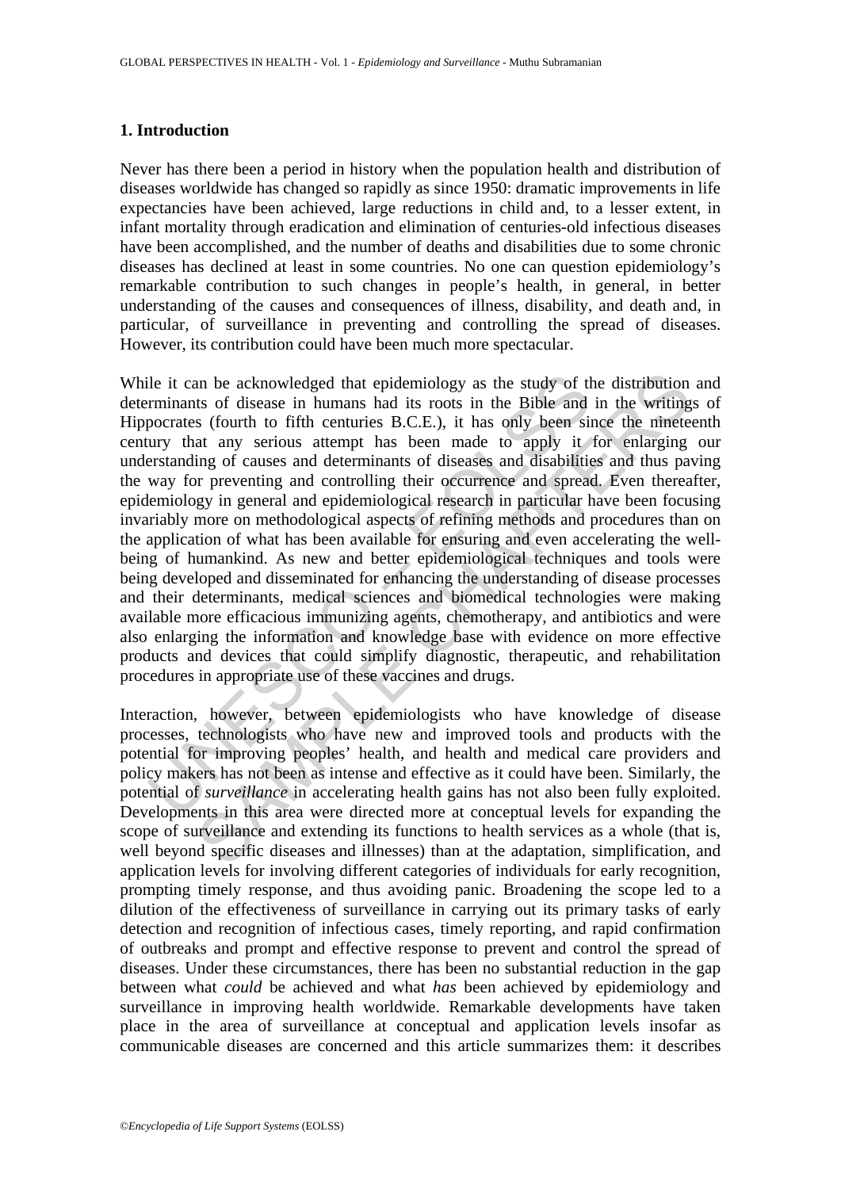## 1. Introduction

Never has there been a period in history when the population health and distribution of diseases worldwide has changed so rapidly as since 1950: dramatic improvements in life expectancies have been achieved, large reductions in child and, to a lesser extent, in infant mortality through eradication and elimination of centuries-old infectious diseases have been accomplished, and the number of deaths and disabilities due to some chronic diseases has declined at least in some countries. No one can question epidemiology's remarkable contribution to such changes in people's health, in general, in better understanding of the causes and consequences of illness, disability, and death and, in particular, of surveillance in preventing and controlling the spread of diseases. However, its contribution could have been much more spectacular.

While it can be acknowledged that epidemiology as the study of the distribution and determinants of disease in humans had its roots in the Bible and in the writings of Hippocrates (fourth to fifth centuries B.C.E.), it has only been since the nineteenth century that any serious attempt has been made to apply it for enlarging our understanding of causes and determinants of diseases and disabilities and thus paving the way for preventing and controlling their occurrence and spread. Even thereafter, epidemiology in general and epidemiological research in particular have been focusing invariably more on methodological aspects of refining methods and procedures than on the application of what has been available for ensuring and even accelerating the well-being of humankind. As new and better epidemiological techniques and tools were being developed and disseminated for enhancing the understanding of disease processes and their determinants, medical sciences and biomedical technologies were making available more efficacious immunizing agents, chemotherapy, and antibiotics and were also enlarging the information and knowledge base with evidence on more effective products and devices that could simplify diagnostic, therapeutic, and rehabilitation procedures in appropriate use of these vaccines and drugs.

Interaction, however, between epidemiologists who have knowledge of disease processes, technologists who have new and improved tools and products with the potential for improving peoples' health, and health and medical care providers and policy makers has not been as intense and effective as it could have been. Similarly, the potential of *surveillance* in accelerating health gains has not also been fully exploited. Developments in this area were directed more at conceptual levels for expanding the scope of surveillance and extending its functions to health services as a whole (that is, well beyond specific diseases and illnesses) than at the adaptation, simplification, and application levels for involving different categories of individuals for early recognition, prompting timely response, and thus avoiding panic. Broadening the scope led to a dilution of the effectiveness of surveillance in carrying out its primary tasks of early detection and recognition of infectious cases, timely reporting, and rapid confirmation of outbreaks and prompt and effective response to prevent and control the spread of diseases. Under these circumstances, there has been no substantial reduction in the gap between what *could* be achieved and what *has* been achieved by epidemiology and surveillance in improving health worldwide. Remarkable developments have taken place in the area of surveillance at conceptual and application levels insofar as communicable diseases are concerned and this article summarizes them: it describes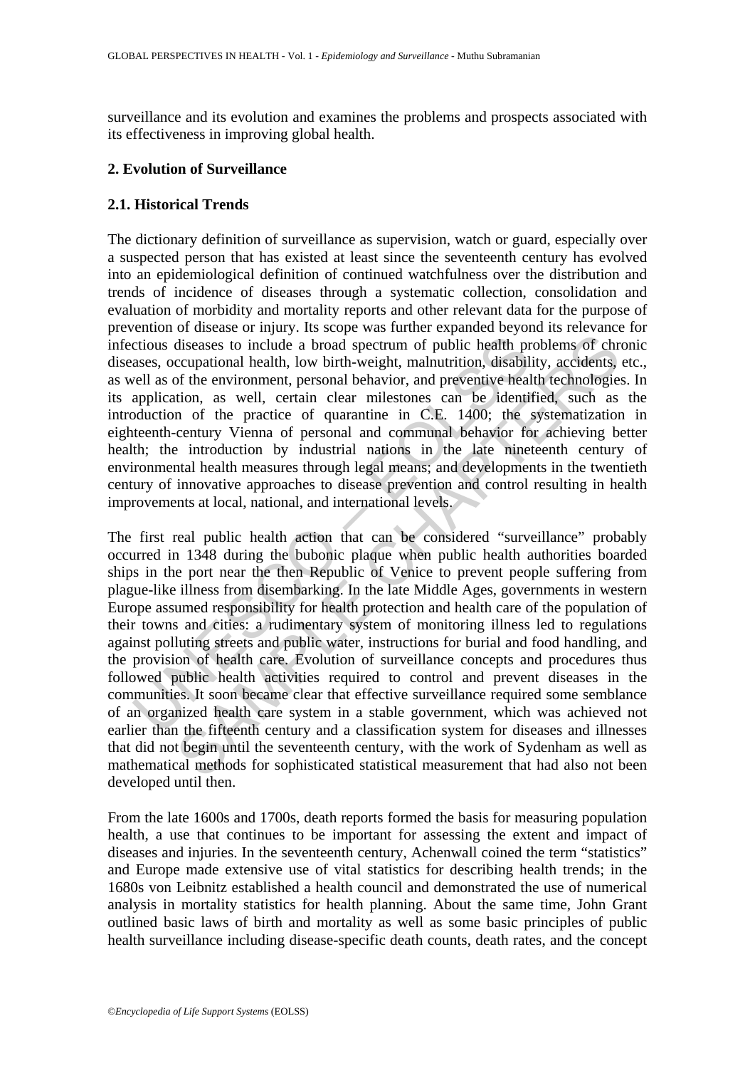surveillance and its evolution and examines the problems and prospects associated with its effectiveness in improving global health.

## 2. Evolution of Surveillance

### 2.1. Historical Trends

The dictionary definition of surveillance as supervision, watch or guard, especially over a suspected person that has existed at least since the seventeenth century has evolved into an epidemiological definition of continued watchfulness over the distribution and trends of incidence of diseases through a systematic collection, consolidation and evaluation of morbidity and mortality reports and other relevant data for the purpose of prevention of disease or injury. Its scope was further expanded beyond its relevance for infectious diseases to include a broad spectrum of public health problems of chronic diseases, occupational health, low birth-weight, malnutrition, disability, accidents, etc., as well as of the environment, personal behavior, and preventive health technologies. In its application, as well, certain clear milestones can be identified, such as the introduction of the practice of quarantine in C.E. 1400; the systematization in eighteenth-century Vienna of personal and communal behavior for achieving better health; the introduction by industrial nations in the late nineteenth century of environmental health measures through legal means; and developments in the twentieth century of innovative approaches to disease prevention and control resulting in health improvements at local, national, and international levels.

The first real public health action that can be considered "surveillance" probably occurred in 1348 during the bubonic plaque when public health authorities boarded ships in the port near the then Republic of Venice to prevent people suffering from plague-like illness from disembarking. In the late Middle Ages, governments in western Europe assumed responsibility for health protection and health care of the population of their towns and cities: a rudimentary system of monitoring illness led to regulations against polluting streets and public water, instructions for burial and food handling, and the provision of health care. Evolution of surveillance concepts and procedures thus followed public health activities required to control and prevent diseases in the communities. It soon became clear that effective surveillance required some semblance of an organized health care system in a stable government, which was achieved not earlier than the fifteenth century and a classification system for diseases and illnesses that did not begin until the seventeenth century, with the work of Sydenham as well as mathematical methods for sophisticated statistical measurement that had also not been developed until then.

From the late 1600s and 1700s, death reports formed the basis for measuring population health, a use that continues to be important for assessing the extent and impact of diseases and injuries. In the seventeenth century, Achenwall coined the term "statistics" and Europe made extensive use of vital statistics for describing health trends; in the 1680s von Leibnitz established a health council and demonstrated the use of numerical analysis in mortality statistics for health planning. About the same time, John Grant outlined basic laws of birth and mortality as well as some basic principles of public health surveillance including disease-specific death counts, death rates, and the concept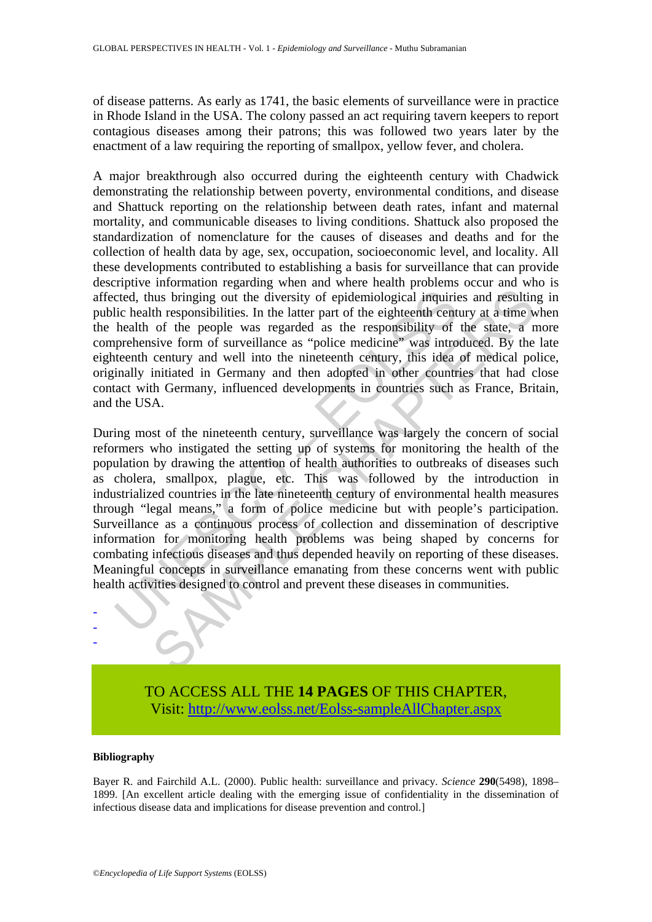of disease patterns. As early as 1741, the basic elements of surveillance were in practice in Rhode Island in the USA. The colony passed an act requiring tavern keepers to report contagious diseases among their patrons; this was followed two years later by the enactment of a law requiring the reporting of smallpox, yellow fever, and cholera.

A major breakthrough also occurred during the eighteenth century with Chadwick demonstrating the relationship between poverty, environmental conditions, and disease and Shattuck reporting on the relationship between death rates, infant and maternal mortality, and communicable diseases to living conditions. Shattuck also proposed the standardization of nomenclature for the causes of diseases and deaths and for the collection of health data by age, sex, occupation, socioeconomic level, and locality. All these developments contributed to establishing a basis for surveillance that can provide descriptive information regarding when and where health problems occur and who is affected, thus bringing out the diversity of epidemiological inquiries and resulting in public health responsibilities. In the latter part of the eighteenth century at a time when the health of the people was regarded as the responsibility of the state, a more comprehensive form of surveillance as "police medicine" was introduced. By the late eighteenth century and well into the nineteenth century, this idea of medical police, originally initiated in Germany and then adopted in other countries that had close contact with Germany, influenced developments in countries such as France, Britain, and the USA.

During most of the nineteenth century, surveillance was largely the concern of social reformers who instigated the setting up of systems for monitoring the health of the population by drawing the attention of health authorities to outbreaks of diseases such as cholera, smallpox, plague, etc. This was followed by the introduction in industrialized countries in the late nineteenth century of environmental health measures through "legal means," a form of police medicine but with people's participation. Surveillance as a continuous process of collection and dissemination of descriptive information for monitoring health problems was being shaped by concerns for combating infectious diseases and thus depended heavily on reporting of these diseases. Meaningful concepts in surveillance emanating from these concerns went with public health activities designed to control and prevent these diseases in communities.

-
-
-

TO ACCESS ALL THE **14 PAGES** OF THIS CHAPTER,
Visit: http://www.eolss.net/Eolss-sampleAllChapter.aspx

**Bibliography**

Bayer R. and Fairchild A.L. (2000). Public health: surveillance and privacy. *Science* **290**(5498), 1898–1899. [An excellent article dealing with the emerging issue of confidentiality in the dissemination of infectious disease data and implications for disease prevention and control.]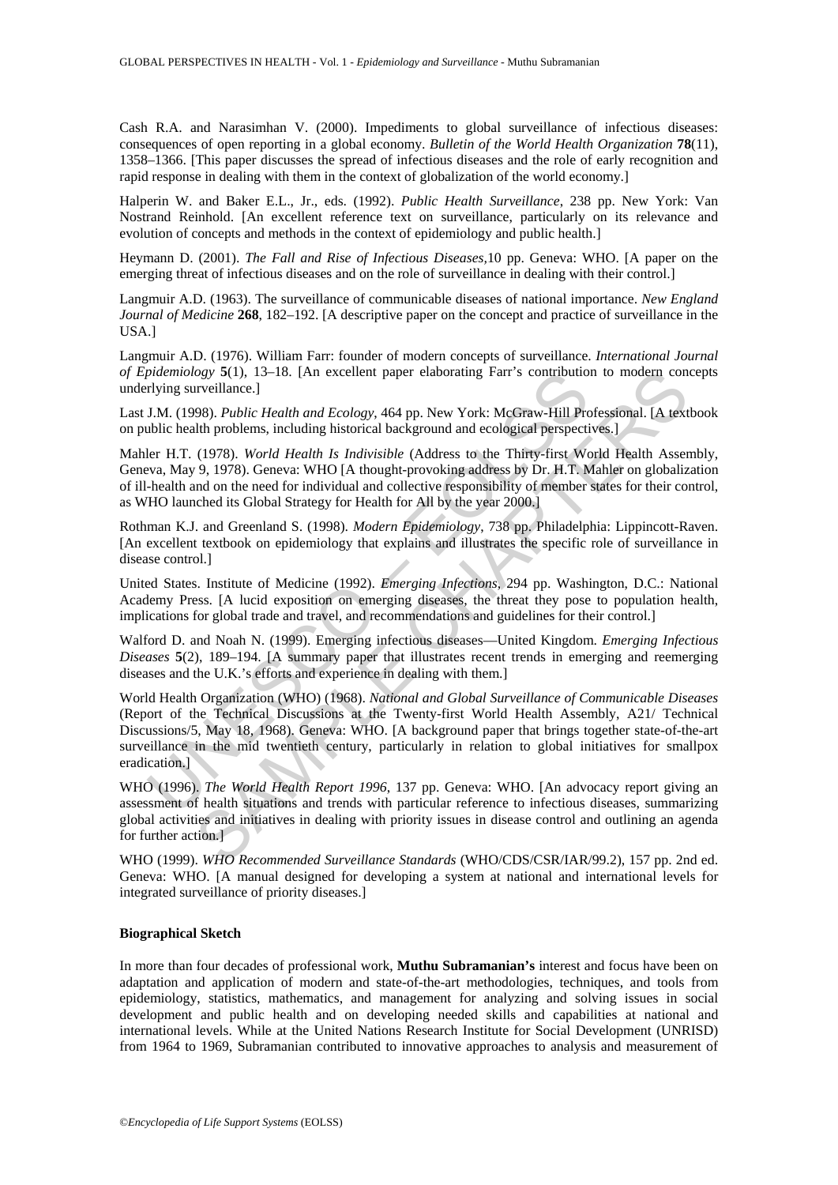Cash R.A. and Narasimhan V. (2000). Impediments to global surveillance of infectious diseases: consequences of open reporting in a global economy. *Bulletin of the World Health Organization* **78**(11), 1358–1366. [This paper discusses the spread of infectious diseases and the role of early recognition and rapid response in dealing with them in the context of globalization of the world economy.]

Halperin W. and Baker E.L., Jr., eds. (1992). *Public Health Surveillance*, 238 pp. New York: Van Nostrand Reinhold. [An excellent reference text on surveillance, particularly on its relevance and evolution of concepts and methods in the context of epidemiology and public health.]

Heymann D. (2001). *The Fall and Rise of Infectious Diseases*,10 pp. Geneva: WHO. [A paper on the emerging threat of infectious diseases and on the role of surveillance in dealing with their control.]

Langmuir A.D. (1963). The surveillance of communicable diseases of national importance. *New England Journal of Medicine* **268**, 182–192. [A descriptive paper on the concept and practice of surveillance in the USA.]

Langmuir A.D. (1976). William Farr: founder of modern concepts of surveillance. *International Journal of Epidemiology* **5**(1), 13–18. [An excellent paper elaborating Farr's contribution to modern concepts underlying surveillance.]

Last J.M. (1998). *Public Health and Ecology*, 464 pp. New York: McGraw-Hill Professional. [A textbook on public health problems, including historical background and ecological perspectives.]

Mahler H.T. (1978). *World Health Is Indivisible* (Address to the Thirty-first World Health Assembly, Geneva, May 9, 1978). Geneva: WHO [A thought-provoking address by Dr. H.T. Mahler on globalization of ill-health and on the need for individual and collective responsibility of member states for their control, as WHO launched its Global Strategy for Health for All by the year 2000.]

Rothman K.J. and Greenland S. (1998). *Modern Epidemiology*, 738 pp. Philadelphia: Lippincott-Raven. [An excellent textbook on epidemiology that explains and illustrates the specific role of surveillance in disease control.]

United States. Institute of Medicine (1992). *Emerging Infections*, 294 pp. Washington, D.C.: National Academy Press. [A lucid exposition on emerging diseases, the threat they pose to population health, implications for global trade and travel, and recommendations and guidelines for their control.]

Walford D. and Noah N. (1999). Emerging infectious diseases—United Kingdom. *Emerging Infectious Diseases* **5**(2), 189–194. [A summary paper that illustrates recent trends in emerging and reemerging diseases and the U.K.'s efforts and experience in dealing with them.]

World Health Organization (WHO) (1968). *National and Global Surveillance of Communicable Diseases* (Report of the Technical Discussions at the Twenty-first World Health Assembly, A21/ Technical Discussions/5, May 18, 1968). Geneva: WHO. [A background paper that brings together state-of-the-art surveillance in the mid twentieth century, particularly in relation to global initiatives for smallpox eradication.]

WHO (1996). *The World Health Report 1996*, 137 pp. Geneva: WHO. [An advocacy report giving an assessment of health situations and trends with particular reference to infectious diseases, summarizing global activities and initiatives in dealing with priority issues in disease control and outlining an agenda for further action.]

WHO (1999). *WHO Recommended Surveillance Standards* (WHO/CDS/CSR/IAR/99.2), 157 pp. 2nd ed. Geneva: WHO. [A manual designed for developing a system at national and international levels for integrated surveillance of priority diseases.]

### Biographical Sketch

In more than four decades of professional work, **Muthu Subramanian's** interest and focus have been on adaptation and application of modern and state-of-the-art methodologies, techniques, and tools from epidemiology, statistics, mathematics, and management for analyzing and solving issues in social development and public health and on developing needed skills and capabilities at national and international levels. While at the United Nations Research Institute for Social Development (UNRISD) from 1964 to 1969, Subramanian contributed to innovative approaches to analysis and measurement of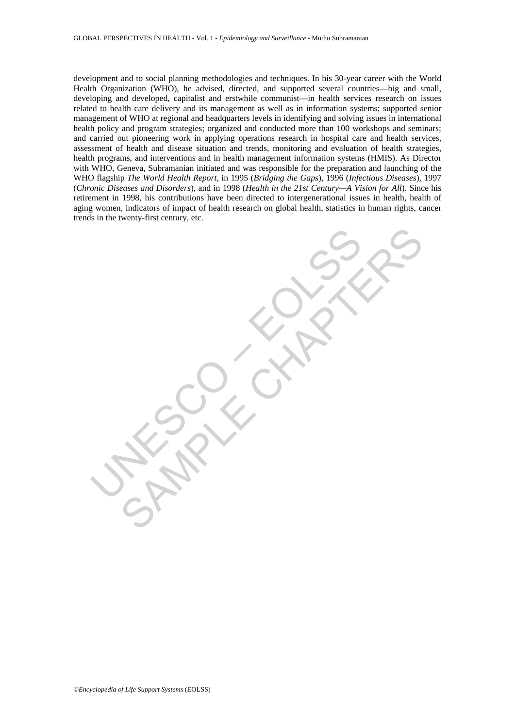development and to social planning methodologies and techniques. In his 30-year career with the World Health Organization (WHO), he advised, directed, and supported several countries—big and small, developing and developed, capitalist and erstwhile communist—in health services research on issues related to health care delivery and its management as well as in information systems; supported senior management of WHO at regional and headquarters levels in identifying and solving issues in international health policy and program strategies; organized and conducted more than 100 workshops and seminars; and carried out pioneering work in applying operations research in hospital care and health services, assessment of health and disease situation and trends, monitoring and evaluation of health strategies, health programs, and interventions and in health management information systems (HMIS). As Director with WHO, Geneva, Subramanian initiated and was responsible for the preparation and launching of the WHO flagship *The World Health Report*, in 1995 (*Bridging the Gaps*), 1996 (*Infectious Diseases*), 1997 (*Chronic Diseases and Disorders*), and in 1998 (*Health in the 21st Century—A Vision for All*). Since his retirement in 1998, his contributions have been directed to intergenerational issues in health, health of aging women, indicators of impact of health research on global health, statistics in human rights, cancer trends in the twenty-first century, etc.